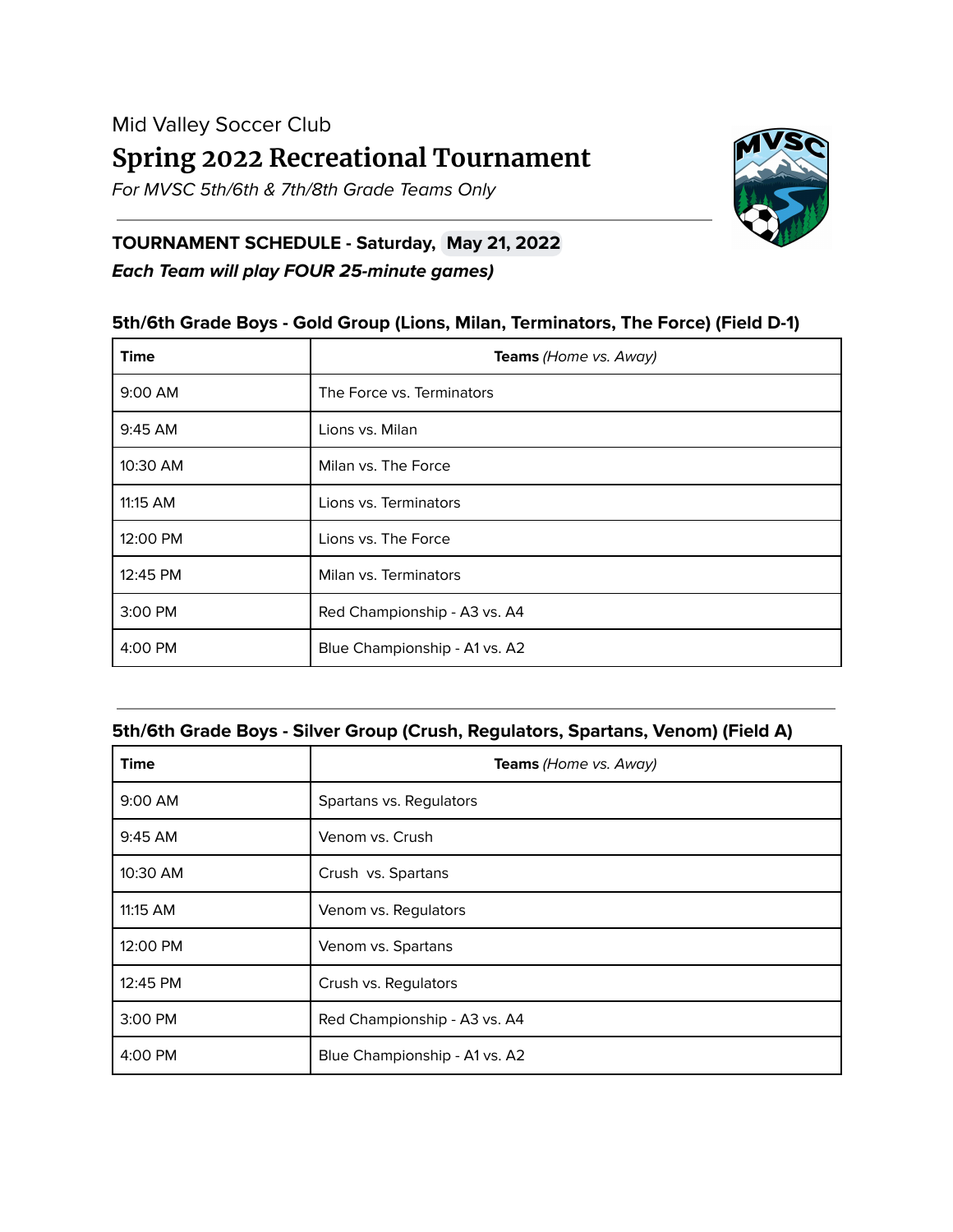Mid Valley Soccer Club

# Spring 2022 Recreational Tournament

*For MVSC 5th/6th & 7th/8th Grade Teams Only*

---

**TOURNAMENT SCHEDULE - Saturday, May 21, 2022**

***Each Team will play FOUR 25-minute games)***

### 5th/6th Grade Boys - Gold Group (Lions, Milan, Terminators, The Force) (Field D-1)

| Time | **Teams** *(Home vs. Away)* |
|---|---|
| 9:00 AM | The Force vs. Terminators |
| 9:45 AM | Lions vs. Milan |
| 10:30 AM | Milan vs. The Force |
| 11:15 AM | Lions vs. Terminators |
| 12:00 PM | Lions vs. The Force |
| 12:45 PM | Milan vs. Terminators |
| 3:00 PM | Red Championship - A3 vs. A4 |
| 4:00 PM | Blue Championship - A1 vs. A2 |

---

### 5th/6th Grade Boys - Silver Group (Crush, Regulators, Spartans, Venom) (Field A)

| Time | **Teams** *(Home vs. Away)* |
|---|---|
| 9:00 AM | Spartans vs. Regulators |
| 9:45 AM | Venom vs. Crush |
| 10:30 AM | Crush vs. Spartans |
| 11:15 AM | Venom vs. Regulators |
| 12:00 PM | Venom vs. Spartans |
| 12:45 PM | Crush vs. Regulators |
| 3:00 PM | Red Championship - A3 vs. A4 |
| 4:00 PM | Blue Championship - A1 vs. A2 |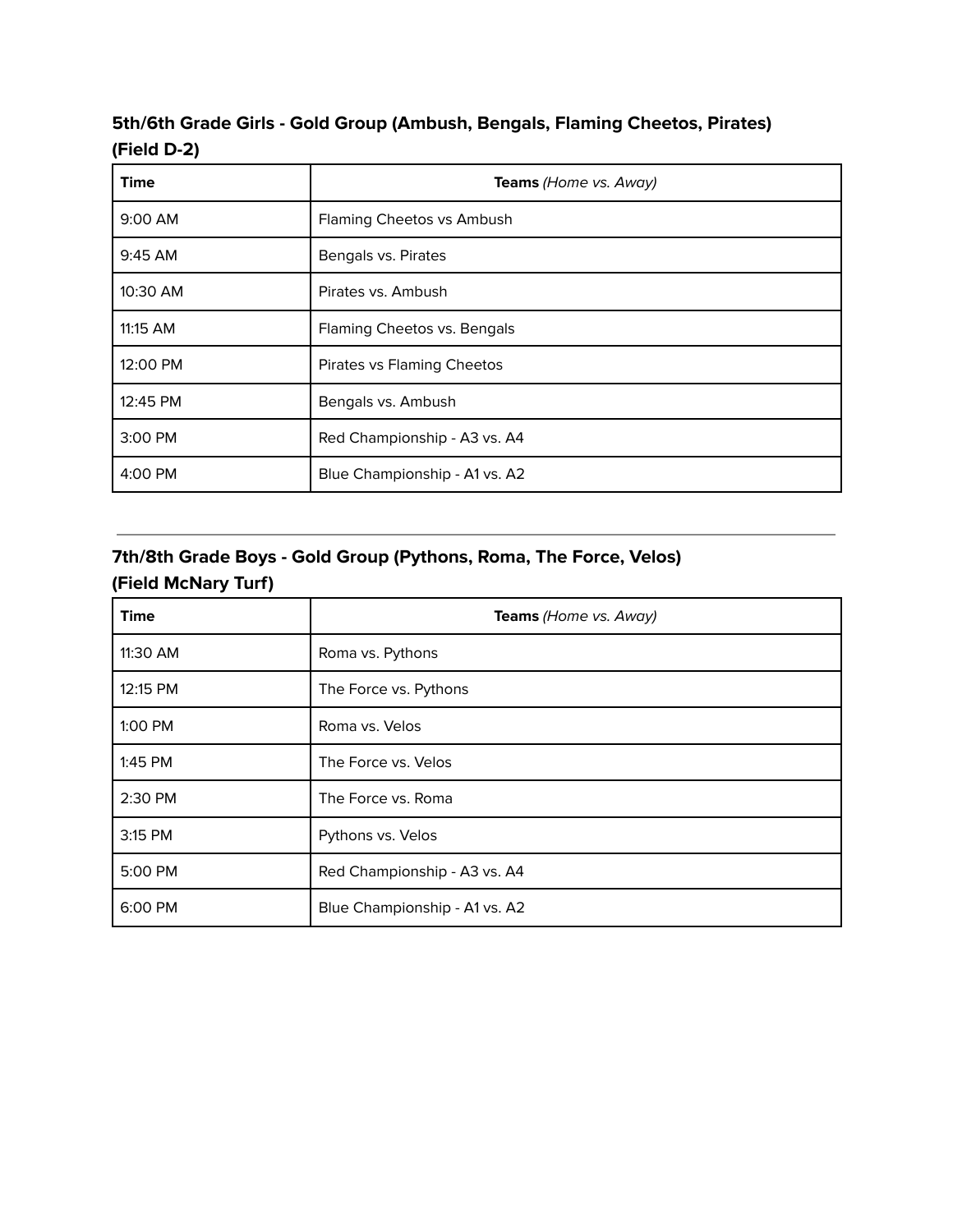### 5th/6th Grade Girls - Gold Group (Ambush, Bengals, Flaming Cheetos, Pirates) (Field D-2)

| Time | **Teams** *(Home vs. Away)* |
|---|---|
| 9:00 AM | Flaming Cheetos vs Ambush |
| 9:45 AM | Bengals vs. Pirates |
| 10:30 AM | Pirates vs. Ambush |
| 11:15 AM | Flaming Cheetos vs. Bengals |
| 12:00 PM | Pirates vs Flaming Cheetos |
| 12:45 PM | Bengals vs. Ambush |
| 3:00 PM | Red Championship - A3 vs. A4 |
| 4:00 PM | Blue Championship - A1 vs. A2 |

---

### 7th/8th Grade Boys - Gold Group (Pythons, Roma, The Force, Velos) (Field McNary Turf)

| Time | **Teams** *(Home vs. Away)* |
|---|---|
| 11:30 AM | Roma vs. Pythons |
| 12:15 PM | The Force vs. Pythons |
| 1:00 PM | Roma vs. Velos |
| 1:45 PM | The Force vs. Velos |
| 2:30 PM | The Force vs. Roma |
| 3:15 PM | Pythons vs. Velos |
| 5:00 PM | Red Championship - A3 vs. A4 |
| 6:00 PM | Blue Championship - A1 vs. A2 |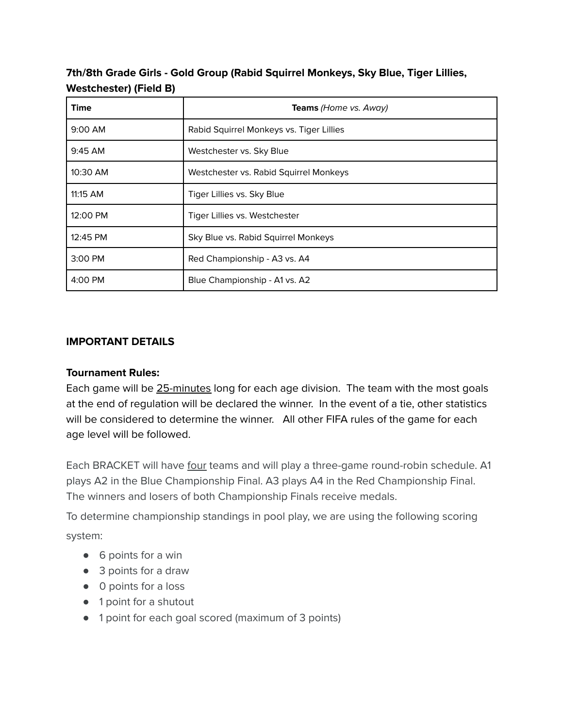**7th/8th Grade Girls - Gold Group (Rabid Squirrel Monkeys, Sky Blue, Tiger Lillies, Westchester) (Field B)**

| **Time** | **Teams** *(Home vs. Away)* |
|---|---|
| 9:00 AM | Rabid Squirrel Monkeys vs. Tiger Lillies |
| 9:45 AM | Westchester vs. Sky Blue |
| 10:30 AM | Westchester vs. Rabid Squirrel Monkeys |
| 11:15 AM | Tiger Lillies vs. Sky Blue |
| 12:00 PM | Tiger Lillies vs. Westchester |
| 12:45 PM | Sky Blue vs. Rabid Squirrel Monkeys |
| 3:00 PM | Red Championship - A3 vs. A4 |
| 4:00 PM | Blue Championship - A1 vs. A2 |

**IMPORTANT DETAILS**

**Tournament Rules:**

Each game will be 25-minutes long for each age division. The team with the most goals at the end of regulation will be declared the winner. In the event of a tie, other statistics will be considered to determine the winner. All other FIFA rules of the game for each age level will be followed.

Each BRACKET will have four teams and will play a three-game round-robin schedule. A1 plays A2 in the Blue Championship Final. A3 plays A4 in the Red Championship Final. The winners and losers of both Championship Finals receive medals.

To determine championship standings in pool play, we are using the following scoring system:

- 6 points for a win
- 3 points for a draw
- 0 points for a loss
- 1 point for a shutout
- 1 point for each goal scored (maximum of 3 points)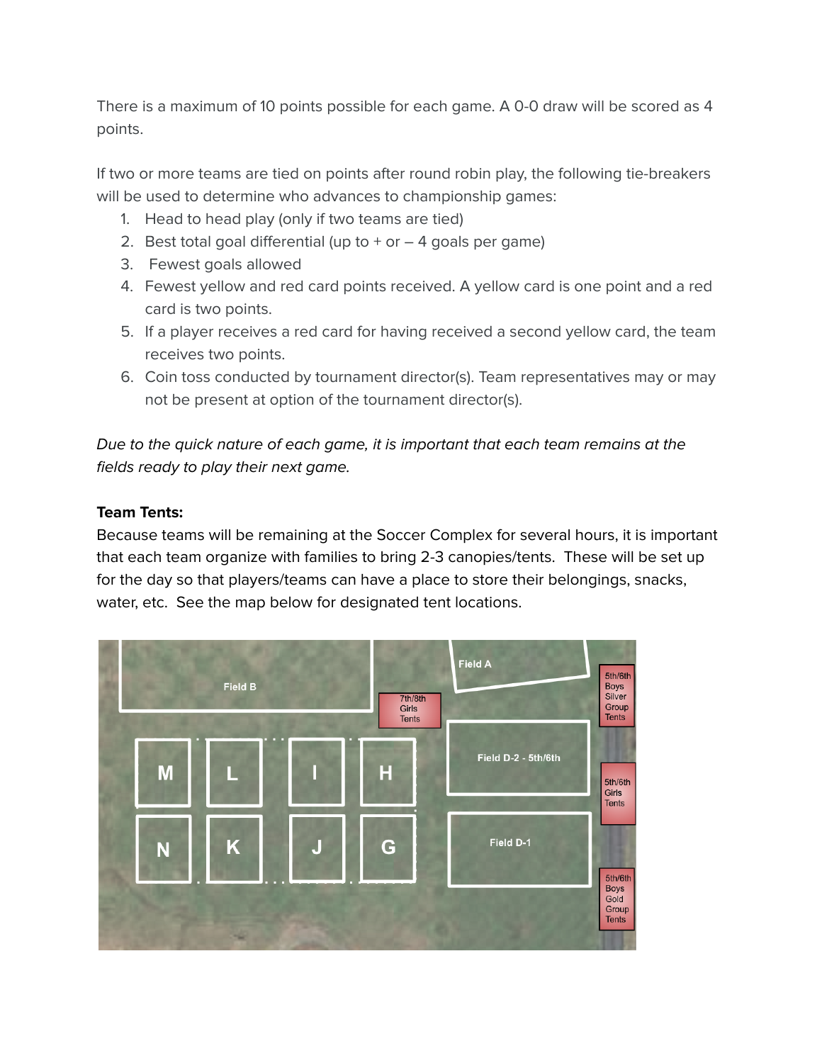There is a maximum of 10 points possible for each game. A 0-0 draw will be scored as 4 points.

If two or more teams are tied on points after round robin play, the following tie-breakers will be used to determine who advances to championship games:

1. Head to head play (only if two teams are tied)
2. Best total goal differential (up to + or – 4 goals per game)
3. Fewest goals allowed
4. Fewest yellow and red card points received. A yellow card is one point and a red card is two points.
5. If a player receives a red card for having received a second yellow card, the team receives two points.
6. Coin toss conducted by tournament director(s). Team representatives may or may not be present at option of the tournament director(s).

*Due to the quick nature of each game, it is important that each team remains at the fields ready to play their next game.*

**Team Tents:**
Because teams will be remaining at the Soccer Complex for several hours, it is important that each team organize with families to bring 2-3 canopies/tents. These will be set up for the day so that players/teams can have a place to store their belongings, snacks, water, etc. See the map below for designated tent locations.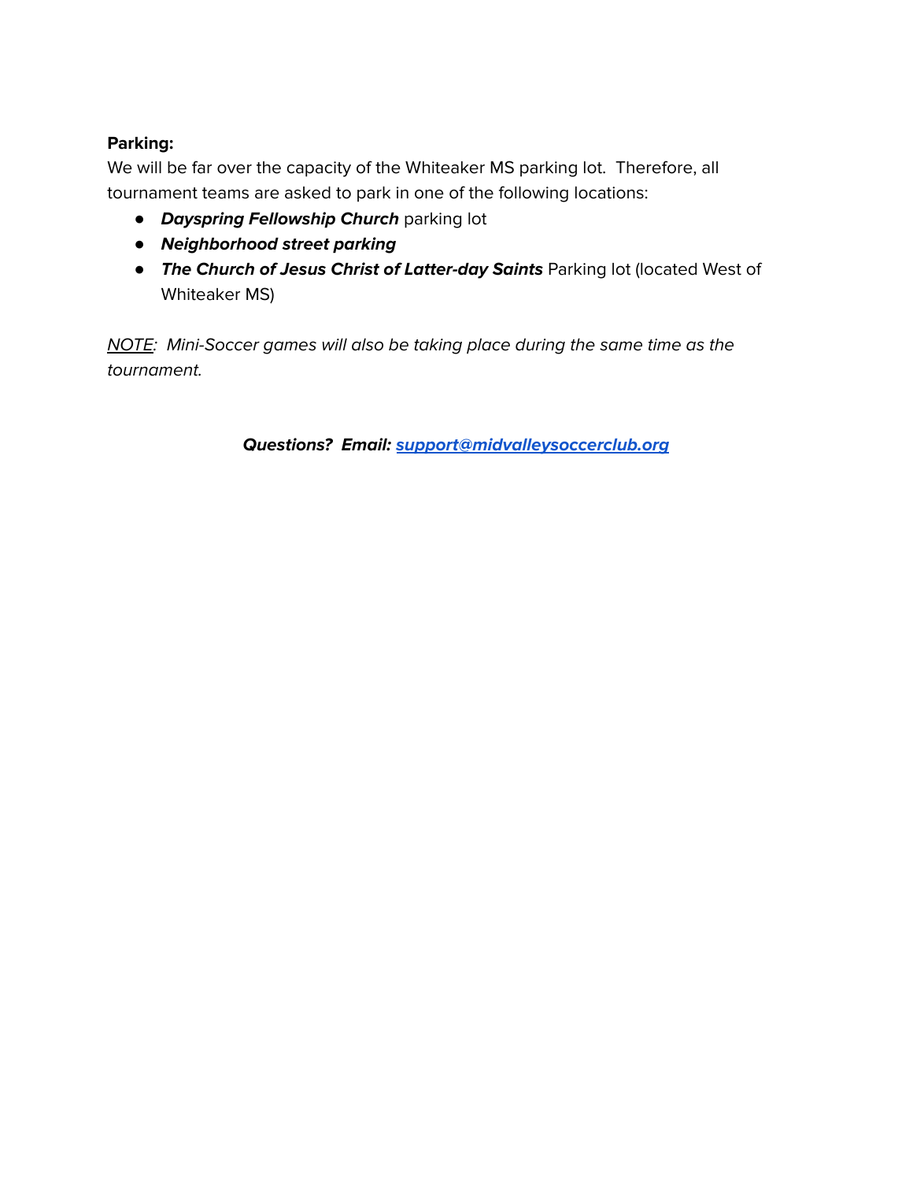**Parking:**

We will be far over the capacity of the Whiteaker MS parking lot.  Therefore, all tournament teams are asked to park in one of the following locations:

- ***Dayspring Fellowship Church*** parking lot
- ***Neighborhood street parking***
- ***The Church of Jesus Christ of Latter-day Saints*** Parking lot (located West of Whiteaker MS)

*NOTE:  Mini-Soccer games will also be taking place during the same time as the tournament.*

***Questions?  Email: support@midvalleysoccerclub.org***